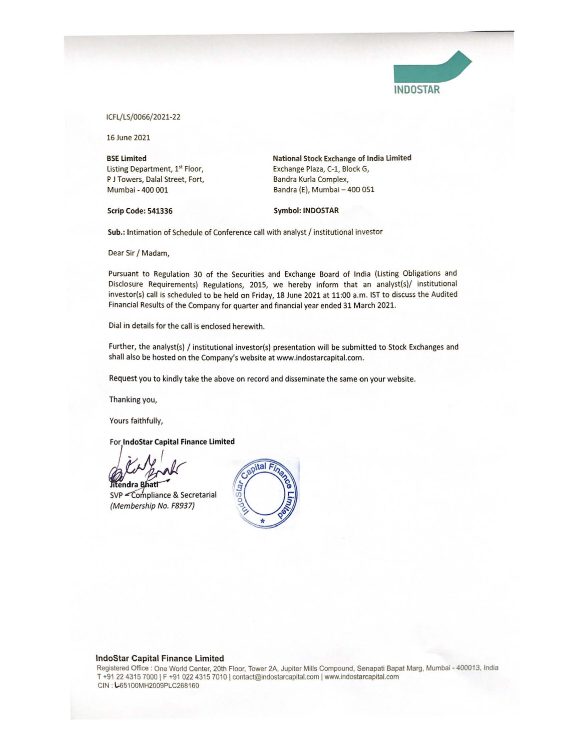INDOSTAR

ICFL/LS/0066/2021-22

16 June 2021

**BSE Limited**
Listing Department, 1st Floor,
P J Towers, Dalal Street, Fort,
Mumbai - 400 001

**Scrip Code: 541336**

**National Stock Exchange of India Limited**
Exchange Plaza, C-1, Block G,
Bandra Kurla Complex,
Bandra (E), Mumbai – 400 051

**Symbol: INDOSTAR**

**Sub.:** Intimation of Schedule of Conference call with analyst / institutional investor

Dear Sir / Madam,

Pursuant to Regulation 30 of the Securities and Exchange Board of India (Listing Obligations and Disclosure Requirements) Regulations, 2015, we hereby inform that an analyst(s)/ institutional investor(s) call is scheduled to be held on Friday, 18 June 2021 at 11:00 a.m. IST to discuss the Audited Financial Results of the Company for quarter and financial year ended 31 March 2021.

Dial in details for the call is enclosed herewith.

Further, the analyst(s) / institutional investor(s) presentation will be submitted to Stock Exchanges and shall also be hosted on the Company's website at www.indostarcapital.com.

Request you to kindly take the above on record and disseminate the same on your website.

Thanking you,

Yours faithfully,

For **IndoStar Capital Finance Limited**

Jitendra Bhati
SVP – Compliance & Secretarial
*(Membership No. F8937)*

**IndoStar Capital Finance Limited**
Registered Office : One World Center, 20th Floor, Tower 2A, Jupiter Mills Compound, Senapati Bapat Marg, Mumbai - 400013, India
T +91 22 4315 7000 | F +91 022 4315 7010 | contact@indostarcapital.com | www.indostarcapital.com
CIN : L65100MH2009PLC268160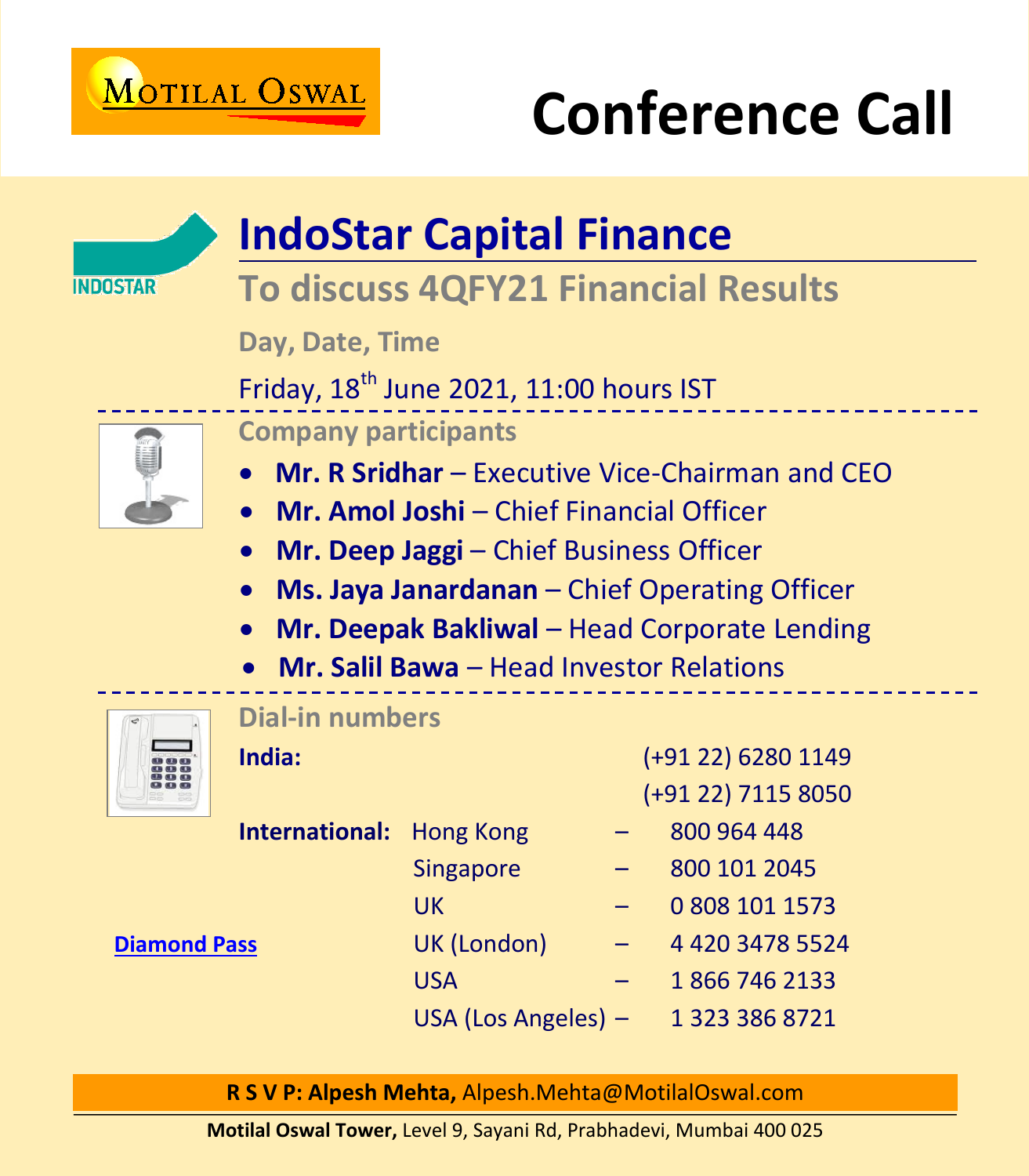# Conference Call

## IndoStar Capital Finance

### To discuss 4QFY21 Financial Results

**Day, Date, Time**

Friday, 18th June 2021, 11:00 hours IST

**Company participants**

- **Mr. R Sridhar** – Executive Vice-Chairman and CEO
- **Mr. Amol Joshi** – Chief Financial Officer
- **Mr. Deep Jaggi** – Chief Business Officer
- **Ms. Jaya Janardanan** – Chief Operating Officer
- **Mr. Deepak Bakliwal** – Head Corporate Lending
- **Mr. Salil Bawa** – Head Investor Relations

**Dial-in numbers**

**India:** (+91 22) 6280 1149
(+91 22) 7115 8050

| | | |
|---|---|---|
| **International:** | Hong Kong | 800 964 448 |
| | Singapore | 800 101 2045 |
| | UK | 0 808 101 1573 |
| | UK (London) | 4 420 3478 5524 |
| | USA | 1 866 746 2133 |
| | USA (Los Angeles) | 1 323 386 8721 |

Diamond Pass

**R S V P: Alpesh Mehta,** Alpesh.Mehta@MotilalOswal.com

**Motilal Oswal Tower,** Level 9, Sayani Rd, Prabhadevi, Mumbai 400 025